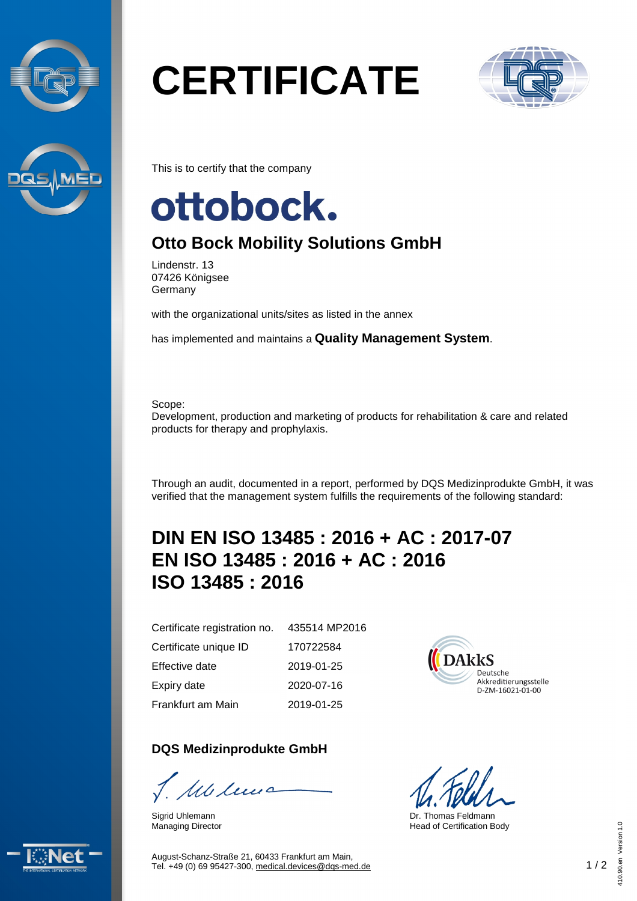# CERTIFICATE

This is to certify that the company

ottobock.

## Otto Bock Mobility Solutions GmbH

Lindenstr. 13
07426 Königsee
Germany

with the organizational units/sites as listed in the annex

has implemented and maintains a **Quality Management System**.

Scope:
Development, production and marketing of products for rehabilitation & care and related products for therapy and prophylaxis.

Through an audit, documented in a report, performed by DQS Medizinprodukte GmbH, it was verified that the management system fulfills the requirements of the following standard:

## DIN EN ISO 13485 : 2016 + AC : 2017-07
## EN ISO 13485 : 2016 + AC : 2016
## ISO 13485 : 2016

| | |
|---|---|
| Certificate registration no. | 435514 MP2016 |
| Certificate unique ID | 170722584 |
| Effective date | 2019-01-25 |
| Expiry date | 2020-07-16 |
| Frankfurt am Main | 2019-01-25 |

DAkkS
Deutsche Akkreditierungsstelle
D-ZM-16021-01-00

**DQS Medizinprodukte GmbH**

Sigrid Uhlemann
Managing Director

Dr. Thomas Feldmann
Head of Certification Body

August-Schanz-Straße 21, 60433 Frankfurt am Main,
Tel. +49 (0) 69 95427-300, medical.devices@dqs-med.de

410.90.en Version 1.0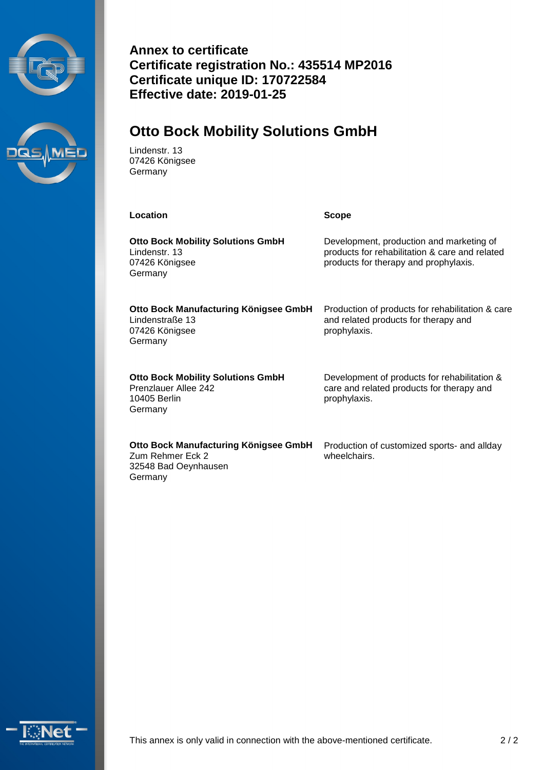**Annex to certificate**
**Certificate registration No.: 435514 MP2016**
**Certificate unique ID: 170722584**
**Effective date: 2019-01-25**

# Otto Bock Mobility Solutions GmbH

Lindenstr. 13
07426 Königsee
Germany

| Location | Scope |
| --- | --- |
| **Otto Bock Mobility Solutions GmbH**<br>Lindenstr. 13<br>07426 Königsee<br>Germany | Development, production and marketing of products for rehabilitation & care and related products for therapy and prophylaxis. |
| **Otto Bock Manufacturing Königsee GmbH**<br>Lindenstraße 13<br>07426 Königsee<br>Germany | Production of products for rehabilitation & care and related products for therapy and prophylaxis. |
| **Otto Bock Mobility Solutions GmbH**<br>Prenzlauer Allee 242<br>10405 Berlin<br>Germany | Development of products for rehabilitation & care and related products for therapy and prophylaxis. |
| **Otto Bock Manufacturing Königsee GmbH**<br>Zum Rehmer Eck 2<br>32548 Bad Oeynhausen<br>Germany | Production of customized sports- and allday wheelchairs. |

This annex is only valid in connection with the above-mentioned certificate.